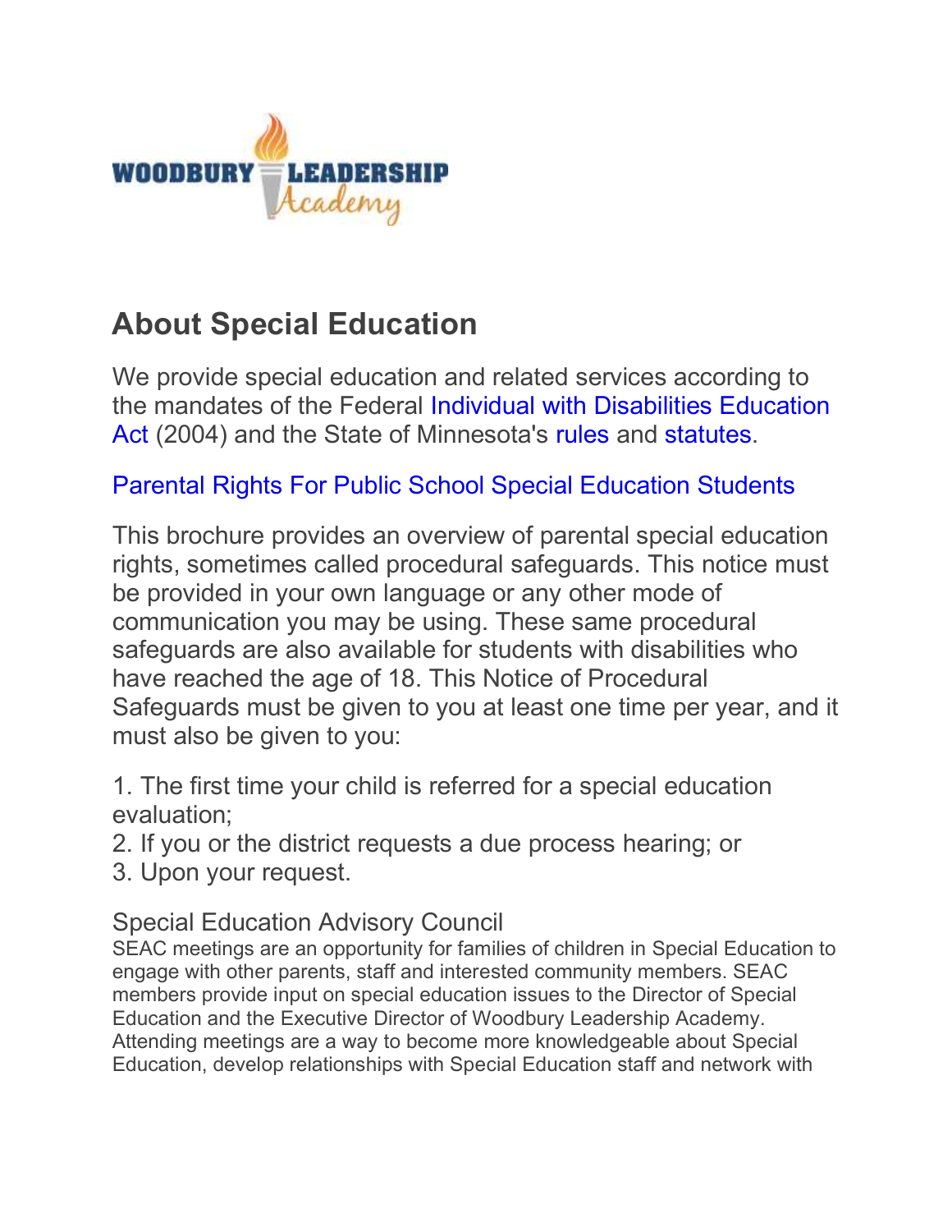WOODBURY LEADERSHIP Academy

# About Special Education

We provide special education and related services according to the mandates of the Federal Individual with Disabilities Education Act (2004) and the State of Minnesota's rules and statutes.

Parental Rights For Public School Special Education Students

This brochure provides an overview of parental special education rights, sometimes called procedural safeguards. This notice must be provided in your own language or any other mode of communication you may be using. These same procedural safeguards are also available for students with disabilities who have reached the age of 18. This Notice of Procedural Safeguards must be given to you at least one time per year, and it must also be given to you:

1. The first time your child is referred for a special education evaluation;
2. If you or the district requests a due process hearing; or
3. Upon your request.

### Special Education Advisory Council

SEAC meetings are an opportunity for families of children in Special Education to engage with other parents, staff and interested community members. SEAC members provide input on special education issues to the Director of Special Education and the Executive Director of Woodbury Leadership Academy. Attending meetings are a way to become more knowledgeable about Special Education, develop relationships with Special Education staff and network with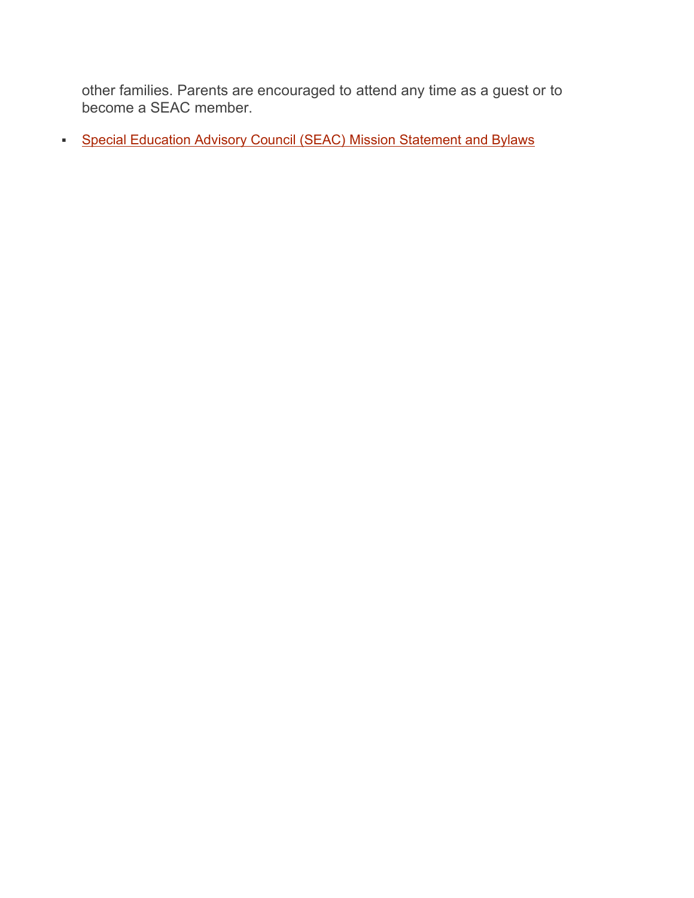other families. Parents are encouraged to attend any time as a guest or to become a SEAC member.

- Special Education Advisory Council (SEAC) Mission Statement and Bylaws